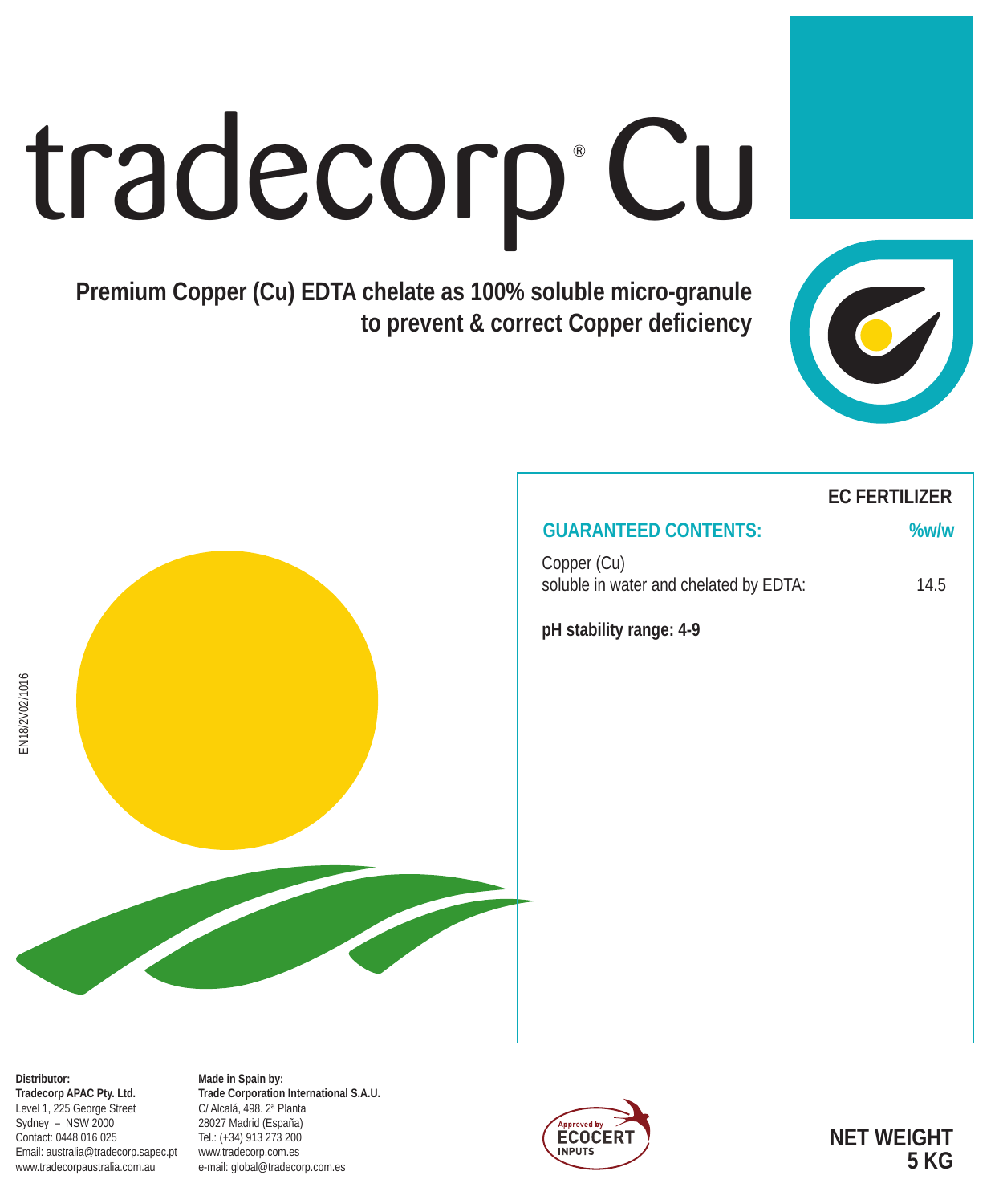# tradecorp® Cu

**Premium Copper (Cu) EDTA chelate as 100% soluble micro-granule to prevent & correct Copper deficiency**

EN18/2V02/1016

**EC FERTILIZER**

| **GUARANTEED CONTENTS:** | **%w/w** |
| --- | --- |
| Copper (Cu) soluble in water and chelated by EDTA: | 14.5 |

**pH stability range: 4-9**

**Distributor:**
**Tradecorp APAC Pty. Ltd.**
Level 1, 225 George Street
Sydney – NSW 2000
Contact: 0448 016 025
Email: australia@tradecorp.sapec.pt
www.tradecorpaustralia.com.au

**Made in Spain by:**
**Trade Corporation International S.A.U.**
C/ Alcalá, 498. 2ª Planta
28027 Madrid (España)
Tel.: (+34) 913 273 200
www.tradecorp.com.es
e-mail: global@tradecorp.com.es

Approved by ECOCERT INPUTS

**NET WEIGHT 5 KG**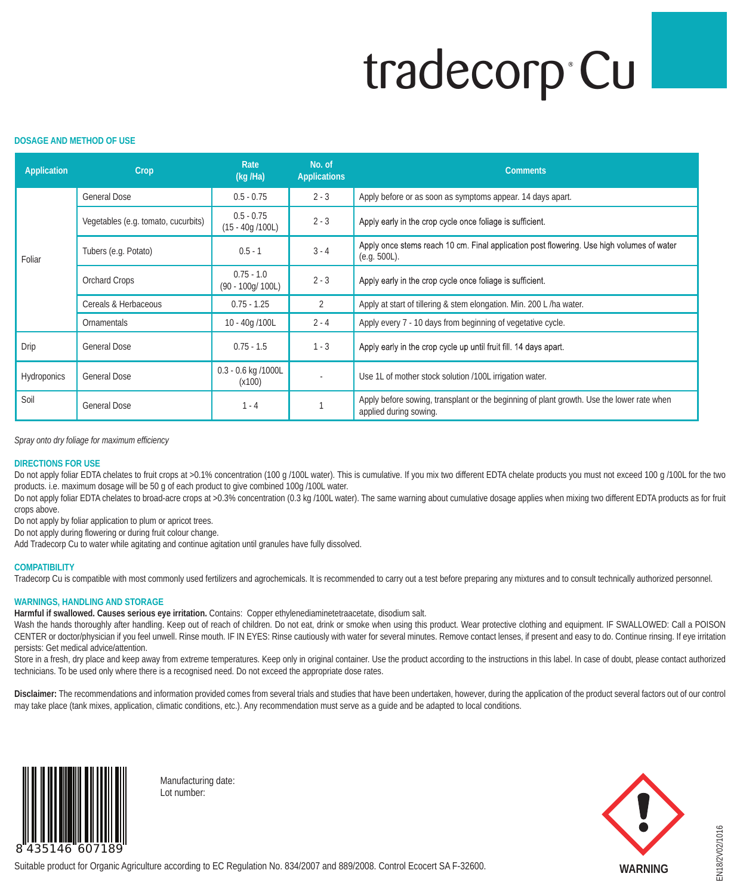# tradecorp® Cu

## DOSAGE AND METHOD OF USE

| Application | Crop | Rate (kg /Ha) | No. of Applications | Comments |
|---|---|---|---|---|
| Foliar | General Dose | 0.5 - 0.75 | 2 - 3 | Apply before or as soon as symptoms appear. 14 days apart. |
| | Vegetables (e.g. tomato, cucurbits) | 0.5 - 0.75 (15 - 40g /100L) | 2 - 3 | Apply early in the crop cycle once foliage is sufficient. |
| | Tubers (e.g. Potato) | 0.5 - 1 | 3 - 4 | Apply once stems reach 10 cm. Final application post flowering. Use high volumes of water (e.g. 500L). |
| | Orchard Crops | 0.75 - 1.0 (90 - 100g/ 100L) | 2 - 3 | Apply early in the crop cycle once foliage is sufficient. |
| | Cereals & Herbaceous | 0.75 - 1.25 | 2 | Apply at start of tillering & stem elongation. Min. 200 L /ha water. |
| | Ornamentals | 10 - 40g /100L | 2 - 4 | Apply every 7 - 10 days from beginning of vegetative cycle. |
| Drip | General Dose | 0.75 - 1.5 | 1 - 3 | Apply early in the crop cycle up until fruit fill. 14 days apart. |
| Hydroponics | General Dose | 0.3 - 0.6 kg /1000L (x100) | - | Use 1L of mother stock solution /100L irrigation water. |
| Soil | General Dose | 1 - 4 | 1 | Apply before sowing, transplant or the beginning of plant growth. Use the lower rate when applied during sowing. |

*Spray onto dry foliage for maximum efficiency*

## DIRECTIONS FOR USE

Do not apply foliar EDTA chelates to fruit crops at >0.1% concentration (100 g /100L water). This is cumulative. If you mix two different EDTA chelate products you must not exceed 100 g /100L for the two products. i.e. maximum dosage will be 50 g of each product to give combined 100g /100L water.

Do not apply foliar EDTA chelates to broad-acre crops at >0.3% concentration (0.3 kg /100L water). The same warning about cumulative dosage applies when mixing two different EDTA products as for fruit crops above.

Do not apply by foliar application to plum or apricot trees.

Do not apply during flowering or during fruit colour change.

Add Tradecorp Cu to water while agitating and continue agitation until granules have fully dissolved.

## COMPATIBILITY

Tradecorp Cu is compatible with most commonly used fertilizers and agrochemicals. It is recommended to carry out a test before preparing any mixtures and to consult technically authorized personnel.

## WARNINGS, HANDLING AND STORAGE

**Harmful if swallowed. Causes serious eye irritation.** Contains: Copper ethylenediaminetetraacetate, disodium salt.

Wash the hands thoroughly after handling. Keep out of reach of children. Do not eat, drink or smoke when using this product. Wear protective clothing and equipment. IF SWALLOWED: Call a POISON CENTER or doctor/physician if you feel unwell. Rinse mouth. IF IN EYES: Rinse cautiously with water for several minutes. Remove contact lenses, if present and easy to do. Continue rinsing. If eye irritation persists: Get medical advice/attention.

Store in a fresh, dry place and keep away from extreme temperatures. Keep only in original container. Use the product according to the instructions in this label. In case of doubt, please contact authorized technicians. To be used only where there is a recognised need. Do not exceed the appropriate dose rates.

**Disclaimer:** The recommendations and information provided comes from several trials and studies that have been undertaken, however, during the application of the product several factors out of our control may take place (tank mixes, application, climatic conditions, etc.). Any recommendation must serve as a guide and be adapted to local conditions.

8 435146 607189

Manufacturing date:
Lot number:

WARNING

Suitable product for Organic Agriculture according to EC Regulation No. 834/2007 and 889/2008. Control Ecocert SA F-32600.

EN18/2V02/1016